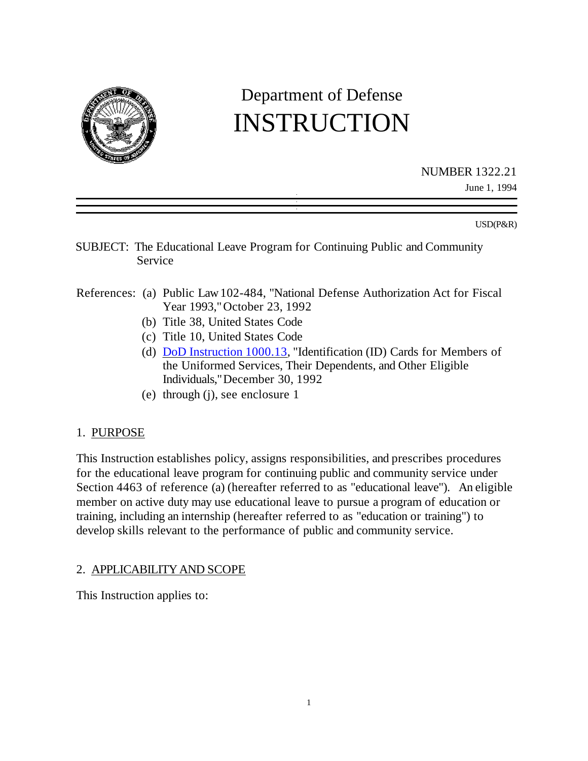# Department of Defense INSTRUCTION

NUMBER 1322.21

June 1, 1994

USD(P&R)

SUBJECT: The Educational Leave Program for Continuing Public and Community Service

References:
- (a) Public Law 102-484, "National Defense Authorization Act for Fiscal Year 1993," October 23, 1992
- (b) Title 38, United States Code
- (c) Title 10, United States Code
- (d) DoD Instruction 1000.13, "Identification (ID) Cards for Members of the Uniformed Services, Their Dependents, and Other Eligible Individuals," December 30, 1992
- (e) through (j), see enclosure 1

## 1. PURPOSE

This Instruction establishes policy, assigns responsibilities, and prescribes procedures for the educational leave program for continuing public and community service under Section 4463 of reference (a) (hereafter referred to as "educational leave"). An eligible member on active duty may use educational leave to pursue a program of education or training, including an internship (hereafter referred to as "education or training") to develop skills relevant to the performance of public and community service.

## 2. APPLICABILITY AND SCOPE

This Instruction applies to: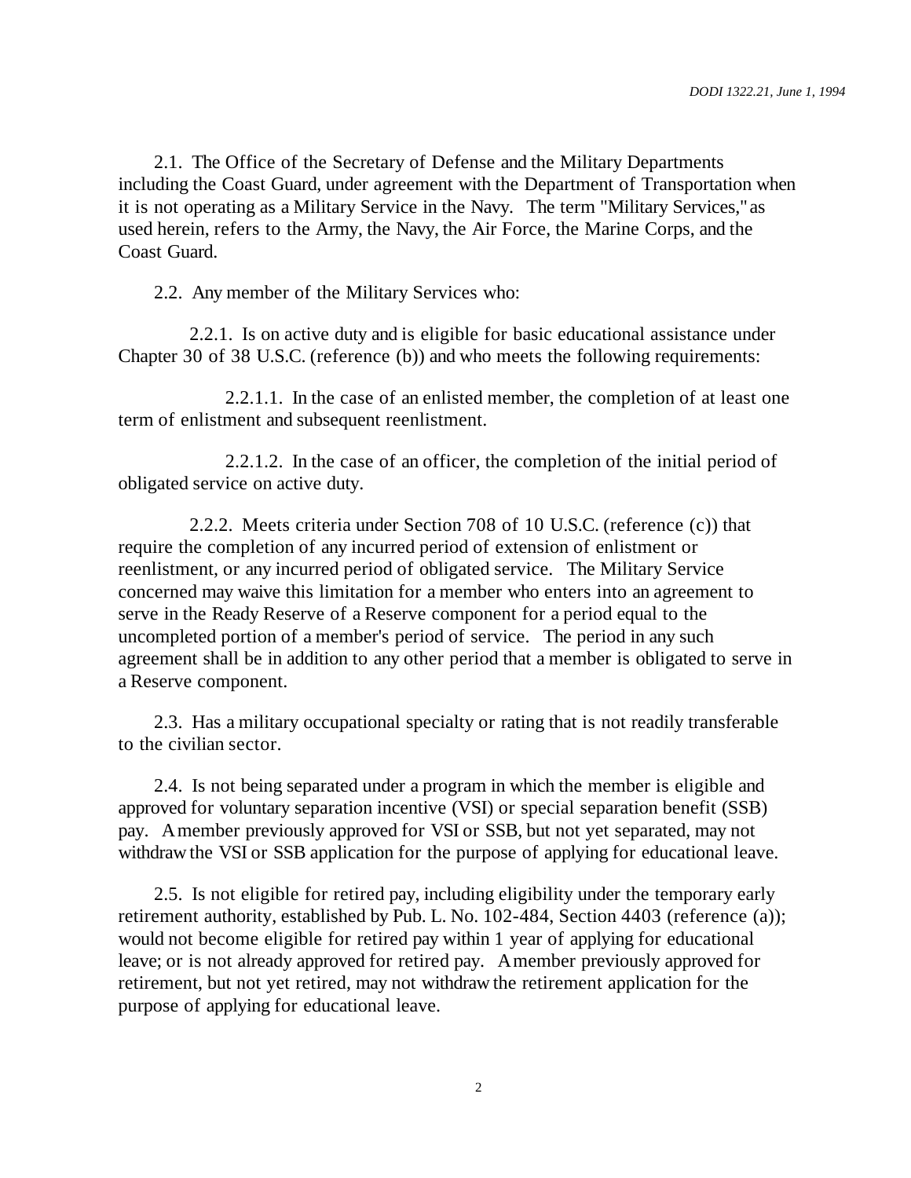2.1. The Office of the Secretary of Defense and the Military Departments including the Coast Guard, under agreement with the Department of Transportation when it is not operating as a Military Service in the Navy. The term "Military Services," as used herein, refers to the Army, the Navy, the Air Force, the Marine Corps, and the Coast Guard.

2.2. Any member of the Military Services who:

2.2.1. Is on active duty and is eligible for basic educational assistance under Chapter 30 of 38 U.S.C. (reference (b)) and who meets the following requirements:

2.2.1.1. In the case of an enlisted member, the completion of at least one term of enlistment and subsequent reenlistment.

2.2.1.2. In the case of an officer, the completion of the initial period of obligated service on active duty.

2.2.2. Meets criteria under Section 708 of 10 U.S.C. (reference (c)) that require the completion of any incurred period of extension of enlistment or reenlistment, or any incurred period of obligated service. The Military Service concerned may waive this limitation for a member who enters into an agreement to serve in the Ready Reserve of a Reserve component for a period equal to the uncompleted portion of a member's period of service. The period in any such agreement shall be in addition to any other period that a member is obligated to serve in a Reserve component.

2.3. Has a military occupational specialty or rating that is not readily transferable to the civilian sector.

2.4. Is not being separated under a program in which the member is eligible and approved for voluntary separation incentive (VSI) or special separation benefit (SSB) pay. A member previously approved for VSI or SSB, but not yet separated, may not withdraw the VSI or SSB application for the purpose of applying for educational leave.

2.5. Is not eligible for retired pay, including eligibility under the temporary early retirement authority, established by Pub. L. No. 102-484, Section 4403 (reference (a)); would not become eligible for retired pay within 1 year of applying for educational leave; or is not already approved for retired pay. A member previously approved for retirement, but not yet retired, may not withdraw the retirement application for the purpose of applying for educational leave.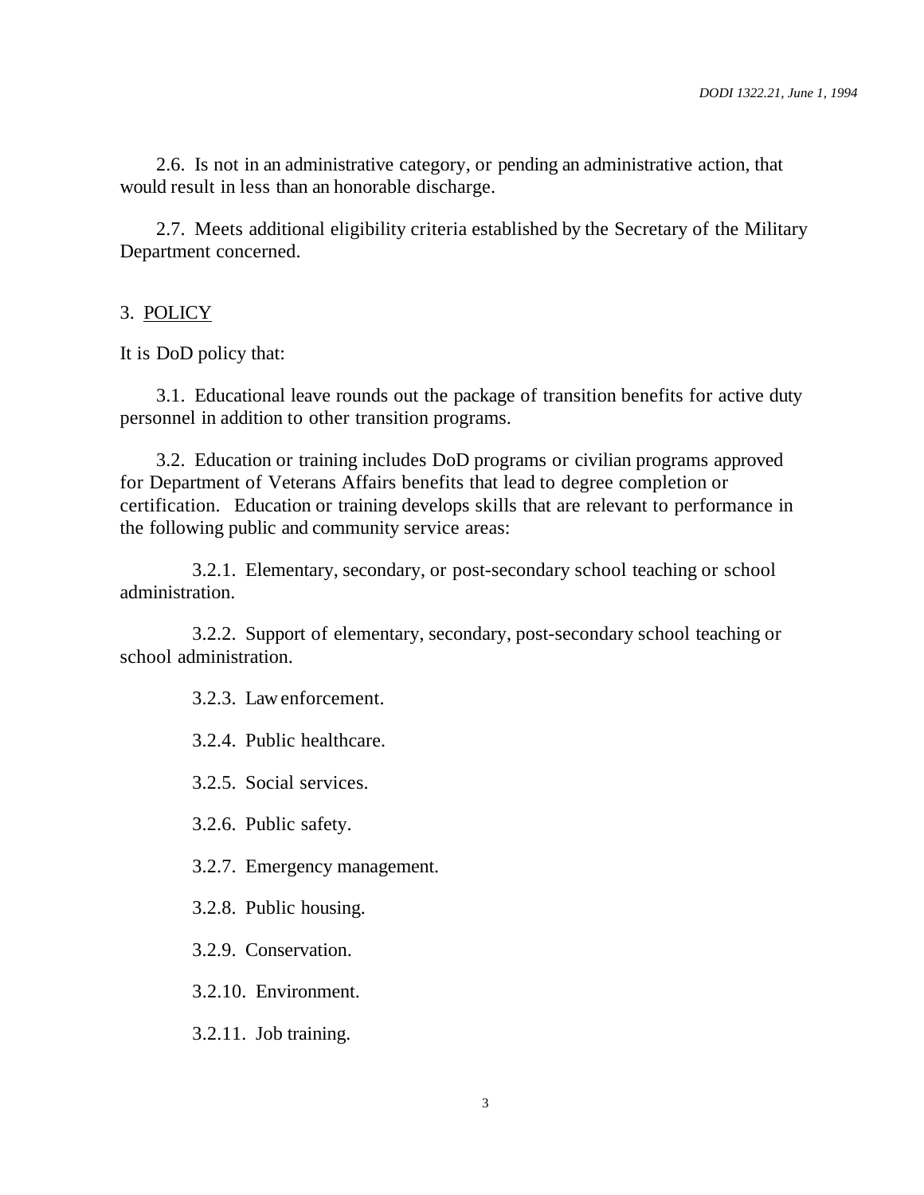2.6. Is not in an administrative category, or pending an administrative action, that would result in less than an honorable discharge.

2.7. Meets additional eligibility criteria established by the Secretary of the Military Department concerned.

## 3. POLICY

It is DoD policy that:

3.1. Educational leave rounds out the package of transition benefits for active duty personnel in addition to other transition programs.

3.2. Education or training includes DoD programs or civilian programs approved for Department of Veterans Affairs benefits that lead to degree completion or certification. Education or training develops skills that are relevant to performance in the following public and community service areas:

3.2.1. Elementary, secondary, or post-secondary school teaching or school administration.

3.2.2. Support of elementary, secondary, post-secondary school teaching or school administration.

3.2.3. Law enforcement.

3.2.4. Public healthcare.

3.2.5. Social services.

3.2.6. Public safety.

3.2.7. Emergency management.

3.2.8. Public housing.

3.2.9. Conservation.

3.2.10. Environment.

3.2.11. Job training.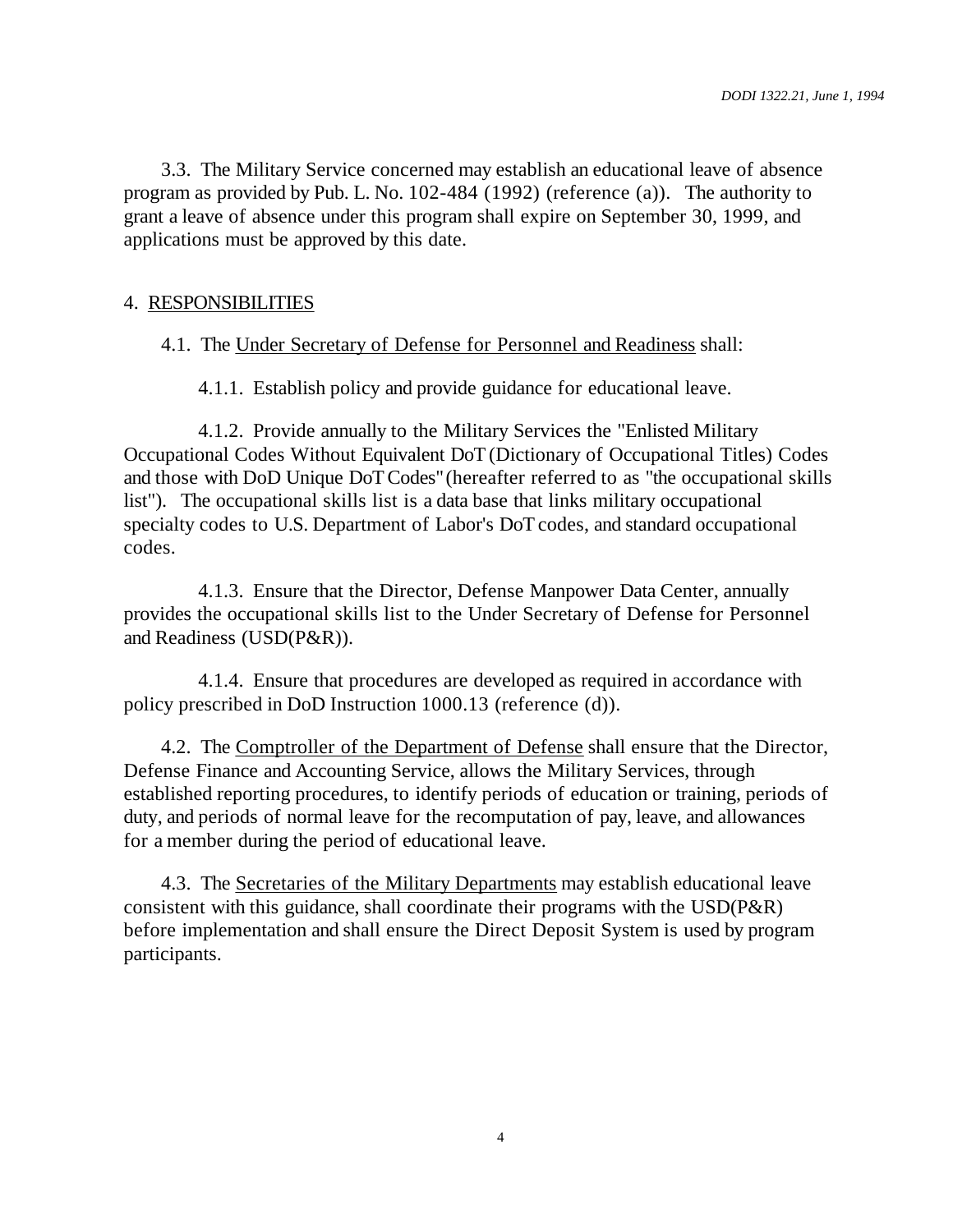3.3. The Military Service concerned may establish an educational leave of absence program as provided by Pub. L. No. 102-484 (1992) (reference (a)). The authority to grant a leave of absence under this program shall expire on September 30, 1999, and applications must be approved by this date.

## 4. RESPONSIBILITIES

4.1. The Under Secretary of Defense for Personnel and Readiness shall:

4.1.1. Establish policy and provide guidance for educational leave.

4.1.2. Provide annually to the Military Services the "Enlisted Military Occupational Codes Without Equivalent DoT (Dictionary of Occupational Titles) Codes and those with DoD Unique DoT Codes" (hereafter referred to as "the occupational skills list"). The occupational skills list is a data base that links military occupational specialty codes to U.S. Department of Labor's DoT codes, and standard occupational codes.

4.1.3. Ensure that the Director, Defense Manpower Data Center, annually provides the occupational skills list to the Under Secretary of Defense for Personnel and Readiness (USD(P&R)).

4.1.4. Ensure that procedures are developed as required in accordance with policy prescribed in DoD Instruction 1000.13 (reference (d)).

4.2. The Comptroller of the Department of Defense shall ensure that the Director, Defense Finance and Accounting Service, allows the Military Services, through established reporting procedures, to identify periods of education or training, periods of duty, and periods of normal leave for the recomputation of pay, leave, and allowances for a member during the period of educational leave.

4.3. The Secretaries of the Military Departments may establish educational leave consistent with this guidance, shall coordinate their programs with the USD(P&R) before implementation and shall ensure the Direct Deposit System is used by program participants.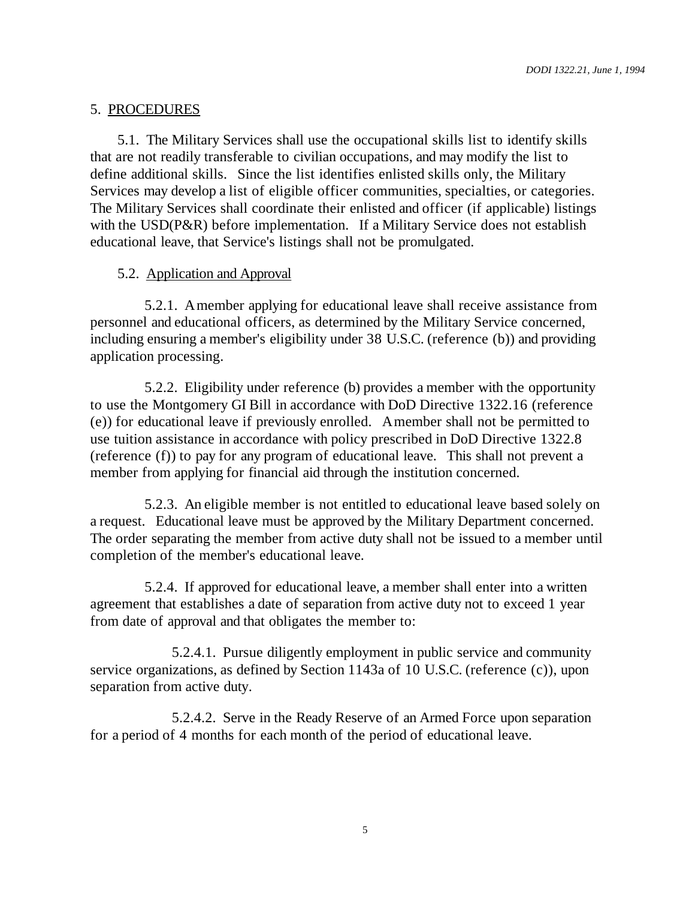## 5. PROCEDURES

5.1. The Military Services shall use the occupational skills list to identify skills that are not readily transferable to civilian occupations, and may modify the list to define additional skills. Since the list identifies enlisted skills only, the Military Services may develop a list of eligible officer communities, specialties, or categories. The Military Services shall coordinate their enlisted and officer (if applicable) listings with the USD(P&R) before implementation. If a Military Service does not establish educational leave, that Service's listings shall not be promulgated.

### 5.2. Application and Approval

5.2.1. A member applying for educational leave shall receive assistance from personnel and educational officers, as determined by the Military Service concerned, including ensuring a member's eligibility under 38 U.S.C. (reference (b)) and providing application processing.

5.2.2. Eligibility under reference (b) provides a member with the opportunity to use the Montgomery GI Bill in accordance with DoD Directive 1322.16 (reference (e)) for educational leave if previously enrolled. A member shall not be permitted to use tuition assistance in accordance with policy prescribed in DoD Directive 1322.8 (reference (f)) to pay for any program of educational leave. This shall not prevent a member from applying for financial aid through the institution concerned.

5.2.3. An eligible member is not entitled to educational leave based solely on a request. Educational leave must be approved by the Military Department concerned. The order separating the member from active duty shall not be issued to a member until completion of the member's educational leave.

5.2.4. If approved for educational leave, a member shall enter into a written agreement that establishes a date of separation from active duty not to exceed 1 year from date of approval and that obligates the member to:

5.2.4.1. Pursue diligently employment in public service and community service organizations, as defined by Section 1143a of 10 U.S.C. (reference (c)), upon separation from active duty.

5.2.4.2. Serve in the Ready Reserve of an Armed Force upon separation for a period of 4 months for each month of the period of educational leave.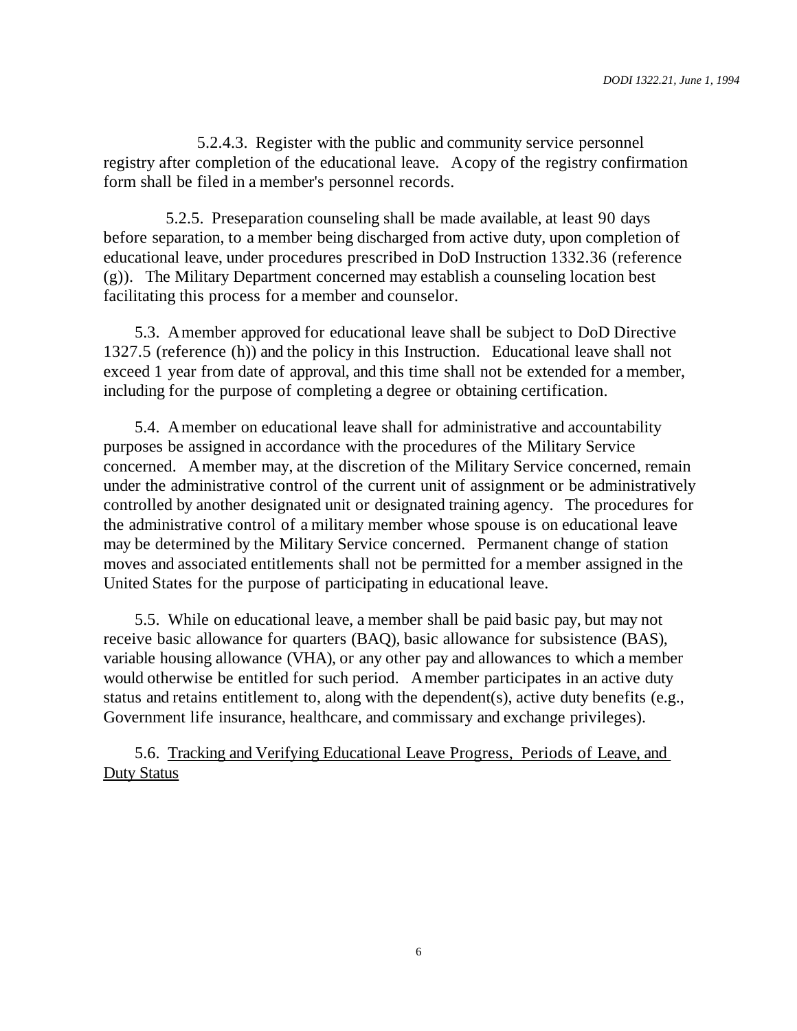5.2.4.3. Register with the public and community service personnel registry after completion of the educational leave. A copy of the registry confirmation form shall be filed in a member's personnel records.

5.2.5. Preseparation counseling shall be made available, at least 90 days before separation, to a member being discharged from active duty, upon completion of educational leave, under procedures prescribed in DoD Instruction 1332.36 (reference (g)). The Military Department concerned may establish a counseling location best facilitating this process for a member and counselor.

5.3. A member approved for educational leave shall be subject to DoD Directive 1327.5 (reference (h)) and the policy in this Instruction. Educational leave shall not exceed 1 year from date of approval, and this time shall not be extended for a member, including for the purpose of completing a degree or obtaining certification.

5.4. A member on educational leave shall for administrative and accountability purposes be assigned in accordance with the procedures of the Military Service concerned. A member may, at the discretion of the Military Service concerned, remain under the administrative control of the current unit of assignment or be administratively controlled by another designated unit or designated training agency. The procedures for the administrative control of a military member whose spouse is on educational leave may be determined by the Military Service concerned. Permanent change of station moves and associated entitlements shall not be permitted for a member assigned in the United States for the purpose of participating in educational leave.

5.5. While on educational leave, a member shall be paid basic pay, but may not receive basic allowance for quarters (BAQ), basic allowance for subsistence (BAS), variable housing allowance (VHA), or any other pay and allowances to which a member would otherwise be entitled for such period. A member participates in an active duty status and retains entitlement to, along with the dependent(s), active duty benefits (e.g., Government life insurance, healthcare, and commissary and exchange privileges).

5.6. <u>Tracking and Verifying Educational Leave Progress, Periods of Leave, and Duty Status</u>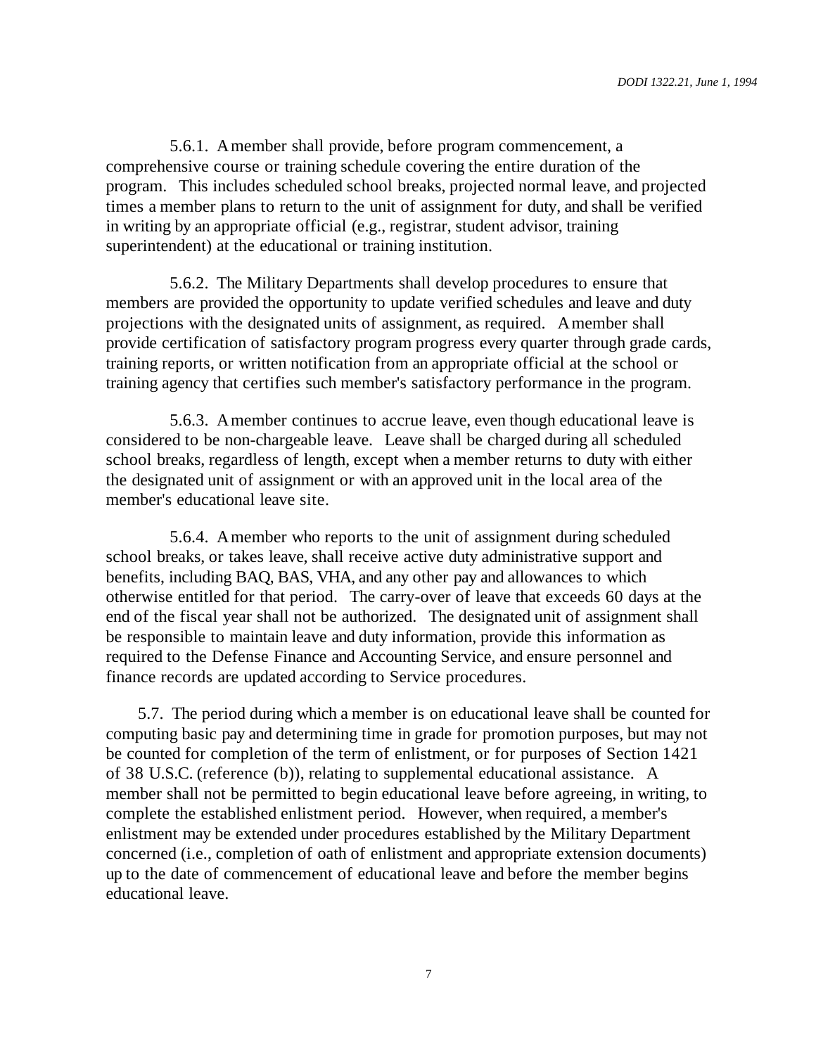5.6.1. A member shall provide, before program commencement, a comprehensive course or training schedule covering the entire duration of the program. This includes scheduled school breaks, projected normal leave, and projected times a member plans to return to the unit of assignment for duty, and shall be verified in writing by an appropriate official (e.g., registrar, student advisor, training superintendent) at the educational or training institution.

5.6.2. The Military Departments shall develop procedures to ensure that members are provided the opportunity to update verified schedules and leave and duty projections with the designated units of assignment, as required. A member shall provide certification of satisfactory program progress every quarter through grade cards, training reports, or written notification from an appropriate official at the school or training agency that certifies such member's satisfactory performance in the program.

5.6.3. A member continues to accrue leave, even though educational leave is considered to be non-chargeable leave. Leave shall be charged during all scheduled school breaks, regardless of length, except when a member returns to duty with either the designated unit of assignment or with an approved unit in the local area of the member's educational leave site.

5.6.4. A member who reports to the unit of assignment during scheduled school breaks, or takes leave, shall receive active duty administrative support and benefits, including BAQ, BAS, VHA, and any other pay and allowances to which otherwise entitled for that period. The carry-over of leave that exceeds 60 days at the end of the fiscal year shall not be authorized. The designated unit of assignment shall be responsible to maintain leave and duty information, provide this information as required to the Defense Finance and Accounting Service, and ensure personnel and finance records are updated according to Service procedures.

5.7. The period during which a member is on educational leave shall be counted for computing basic pay and determining time in grade for promotion purposes, but may not be counted for completion of the term of enlistment, or for purposes of Section 1421 of 38 U.S.C. (reference (b)), relating to supplemental educational assistance. A member shall not be permitted to begin educational leave before agreeing, in writing, to complete the established enlistment period. However, when required, a member's enlistment may be extended under procedures established by the Military Department concerned (i.e., completion of oath of enlistment and appropriate extension documents) up to the date of commencement of educational leave and before the member begins educational leave.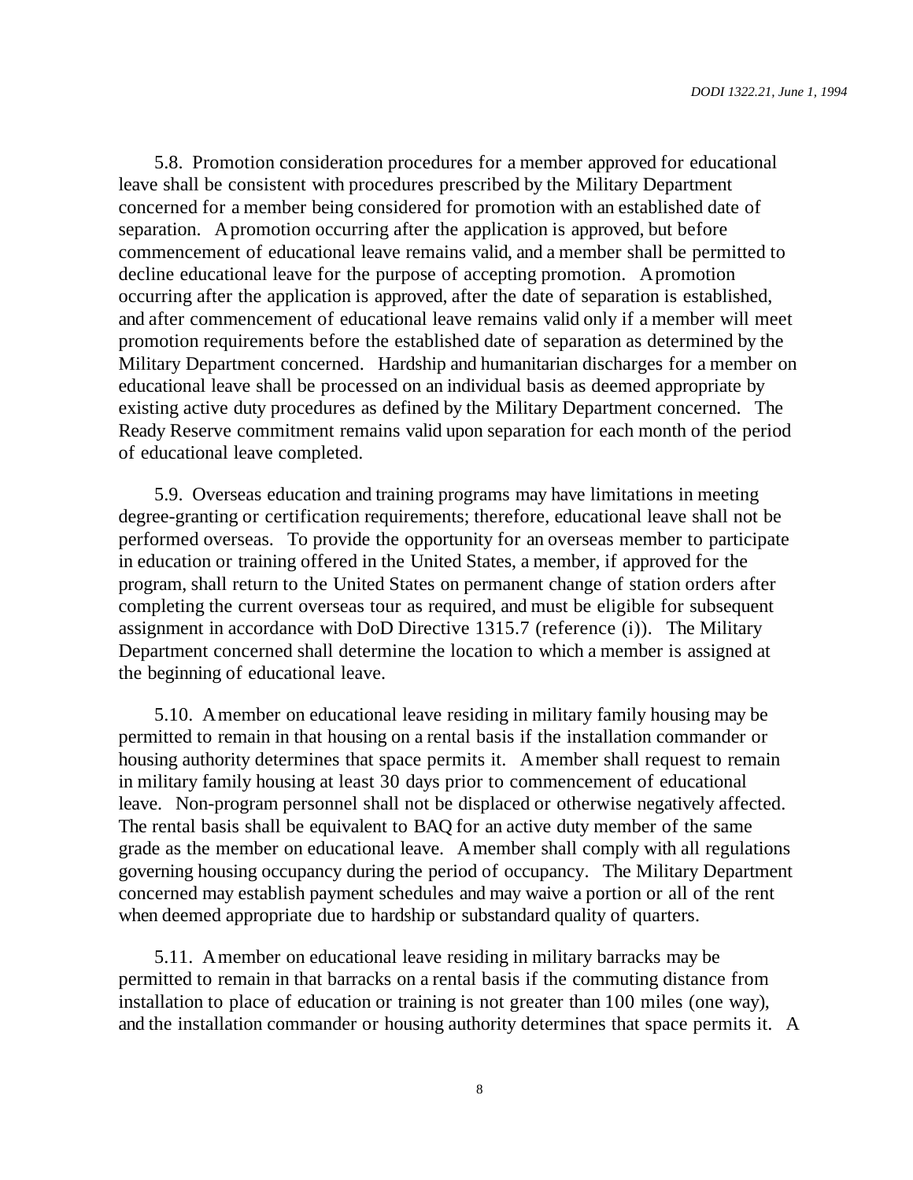5.8. Promotion consideration procedures for a member approved for educational leave shall be consistent with procedures prescribed by the Military Department concerned for a member being considered for promotion with an established date of separation. A promotion occurring after the application is approved, but before commencement of educational leave remains valid, and a member shall be permitted to decline educational leave for the purpose of accepting promotion. A promotion occurring after the application is approved, after the date of separation is established, and after commencement of educational leave remains valid only if a member will meet promotion requirements before the established date of separation as determined by the Military Department concerned. Hardship and humanitarian discharges for a member on educational leave shall be processed on an individual basis as deemed appropriate by existing active duty procedures as defined by the Military Department concerned. The Ready Reserve commitment remains valid upon separation for each month of the period of educational leave completed.

5.9. Overseas education and training programs may have limitations in meeting degree-granting or certification requirements; therefore, educational leave shall not be performed overseas. To provide the opportunity for an overseas member to participate in education or training offered in the United States, a member, if approved for the program, shall return to the United States on permanent change of station orders after completing the current overseas tour as required, and must be eligible for subsequent assignment in accordance with DoD Directive 1315.7 (reference (i)). The Military Department concerned shall determine the location to which a member is assigned at the beginning of educational leave.

5.10. A member on educational leave residing in military family housing may be permitted to remain in that housing on a rental basis if the installation commander or housing authority determines that space permits it. A member shall request to remain in military family housing at least 30 days prior to commencement of educational leave. Non-program personnel shall not be displaced or otherwise negatively affected. The rental basis shall be equivalent to BAQ for an active duty member of the same grade as the member on educational leave. A member shall comply with all regulations governing housing occupancy during the period of occupancy. The Military Department concerned may establish payment schedules and may waive a portion or all of the rent when deemed appropriate due to hardship or substandard quality of quarters.

5.11. A member on educational leave residing in military barracks may be permitted to remain in that barracks on a rental basis if the commuting distance from installation to place of education or training is not greater than 100 miles (one way), and the installation commander or housing authority determines that space permits it. A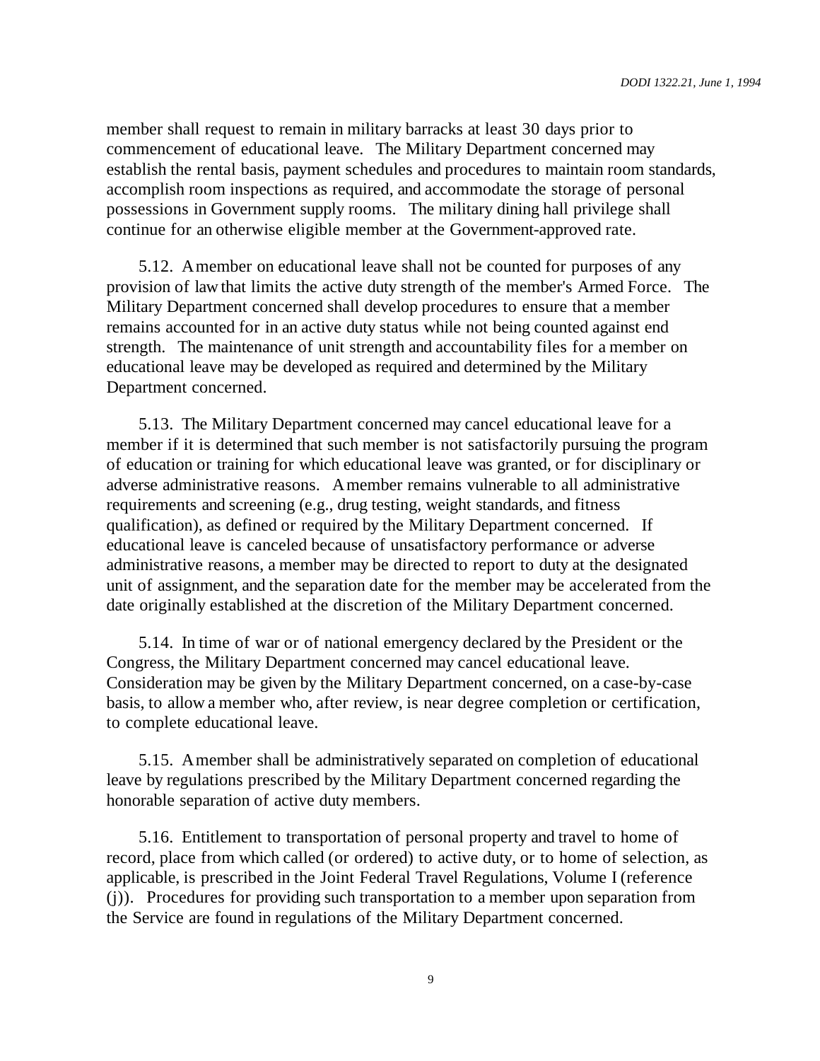member shall request to remain in military barracks at least 30 days prior to commencement of educational leave. The Military Department concerned may establish the rental basis, payment schedules and procedures to maintain room standards, accomplish room inspections as required, and accommodate the storage of personal possessions in Government supply rooms. The military dining hall privilege shall continue for an otherwise eligible member at the Government-approved rate.

5.12. A member on educational leave shall not be counted for purposes of any provision of law that limits the active duty strength of the member's Armed Force. The Military Department concerned shall develop procedures to ensure that a member remains accounted for in an active duty status while not being counted against end strength. The maintenance of unit strength and accountability files for a member on educational leave may be developed as required and determined by the Military Department concerned.

5.13. The Military Department concerned may cancel educational leave for a member if it is determined that such member is not satisfactorily pursuing the program of education or training for which educational leave was granted, or for disciplinary or adverse administrative reasons. A member remains vulnerable to all administrative requirements and screening (e.g., drug testing, weight standards, and fitness qualification), as defined or required by the Military Department concerned. If educational leave is canceled because of unsatisfactory performance or adverse administrative reasons, a member may be directed to report to duty at the designated unit of assignment, and the separation date for the member may be accelerated from the date originally established at the discretion of the Military Department concerned.

5.14. In time of war or of national emergency declared by the President or the Congress, the Military Department concerned may cancel educational leave. Consideration may be given by the Military Department concerned, on a case-by-case basis, to allow a member who, after review, is near degree completion or certification, to complete educational leave.

5.15. A member shall be administratively separated on completion of educational leave by regulations prescribed by the Military Department concerned regarding the honorable separation of active duty members.

5.16. Entitlement to transportation of personal property and travel to home of record, place from which called (or ordered) to active duty, or to home of selection, as applicable, is prescribed in the Joint Federal Travel Regulations, Volume I (reference (j)). Procedures for providing such transportation to a member upon separation from the Service are found in regulations of the Military Department concerned.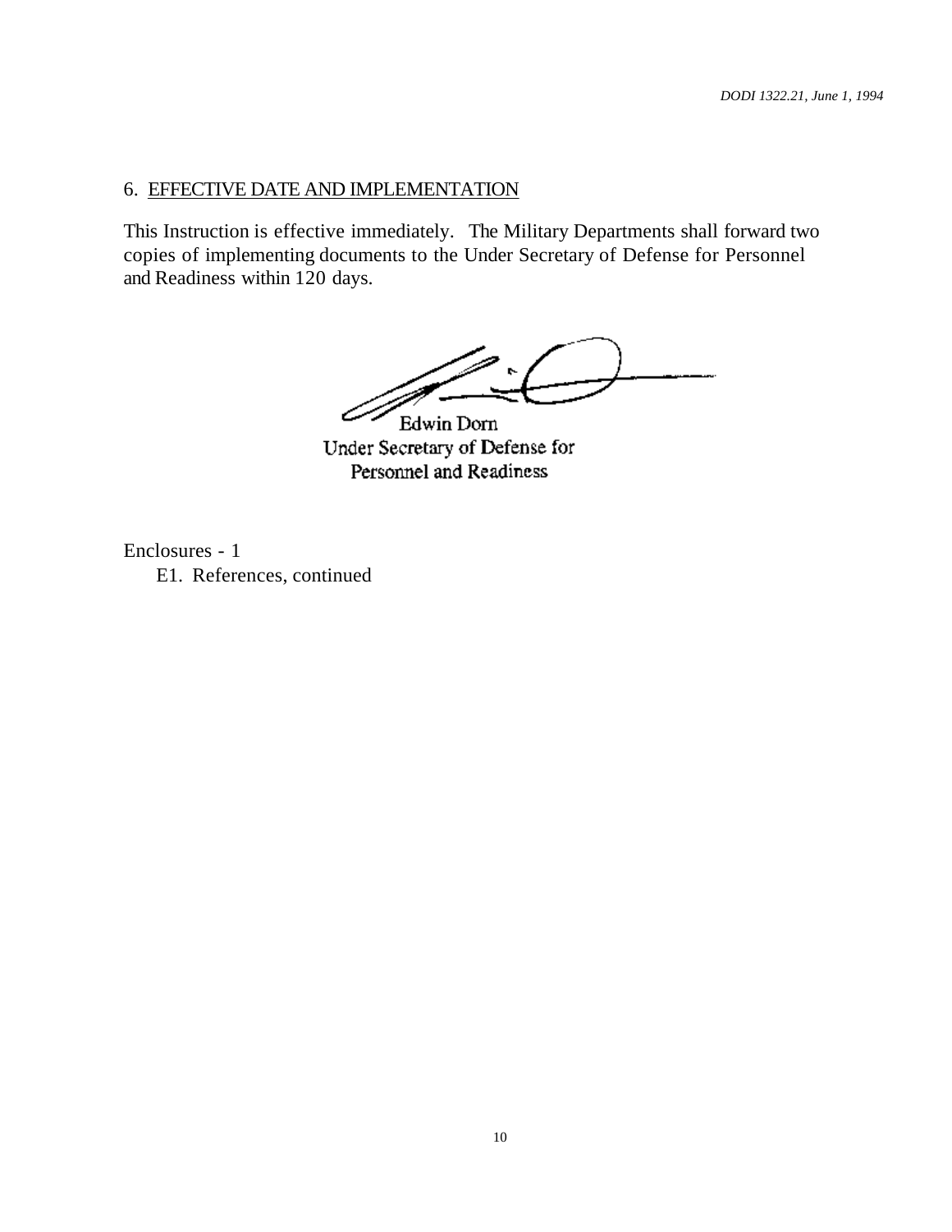## 6. EFFECTIVE DATE AND IMPLEMENTATION

This Instruction is effective immediately. The Military Departments shall forward two copies of implementing documents to the Under Secretary of Defense for Personnel and Readiness within 120 days.

Edwin Dorn
Under Secretary of Defense for
Personnel and Readiness

Enclosures - 1
    E1. References, continued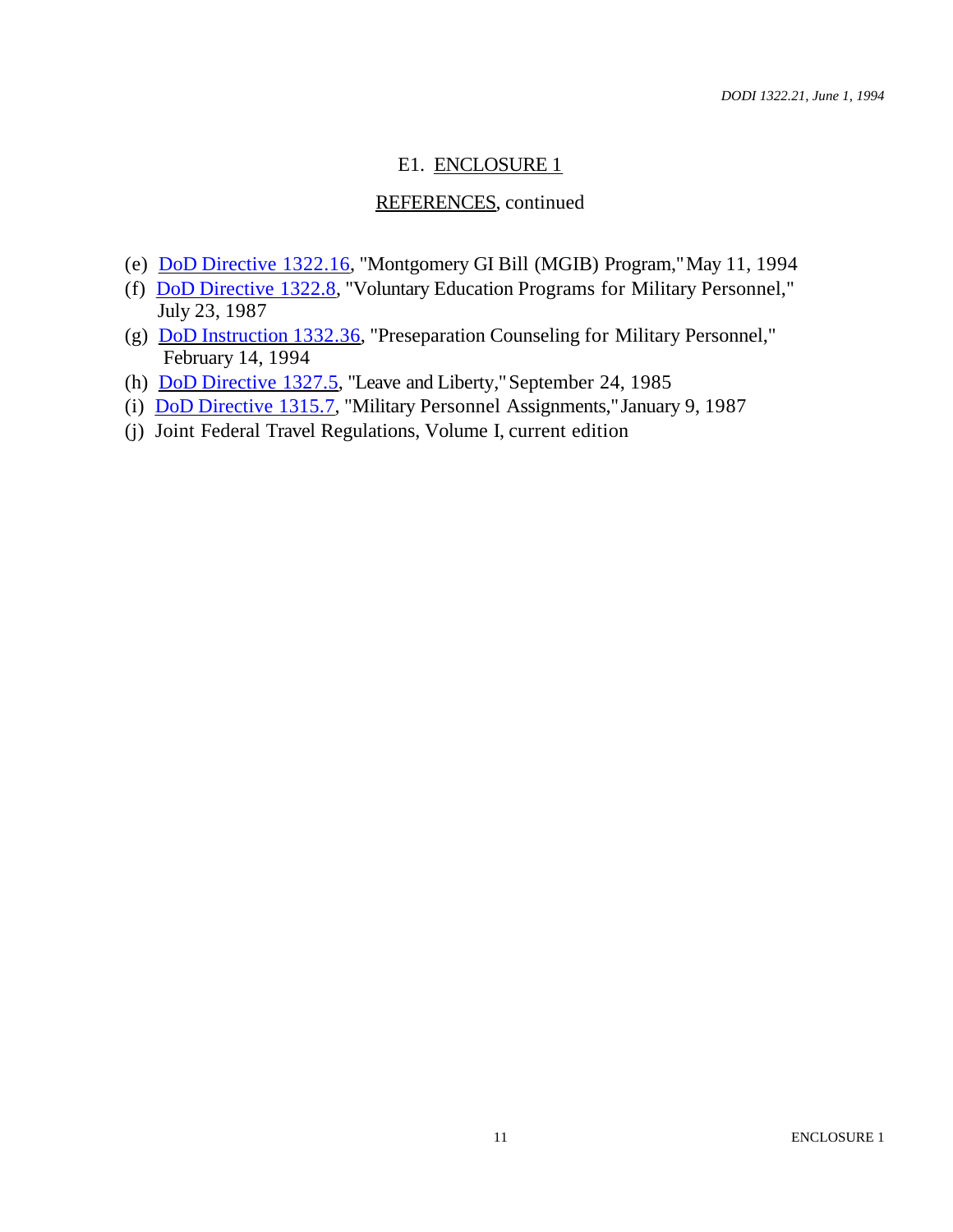## E1. ENCLOSURE 1

## REFERENCES, continued

(e) DoD Directive 1322.16, "Montgomery GI Bill (MGIB) Program," May 11, 1994
(f) DoD Directive 1322.8, "Voluntary Education Programs for Military Personnel," July 23, 1987
(g) DoD Instruction 1332.36, "Preseparation Counseling for Military Personnel," February 14, 1994
(h) DoD Directive 1327.5, "Leave and Liberty," September 24, 1985
(i) DoD Directive 1315.7, "Military Personnel Assignments," January 9, 1987
(j) Joint Federal Travel Regulations, Volume I, current edition